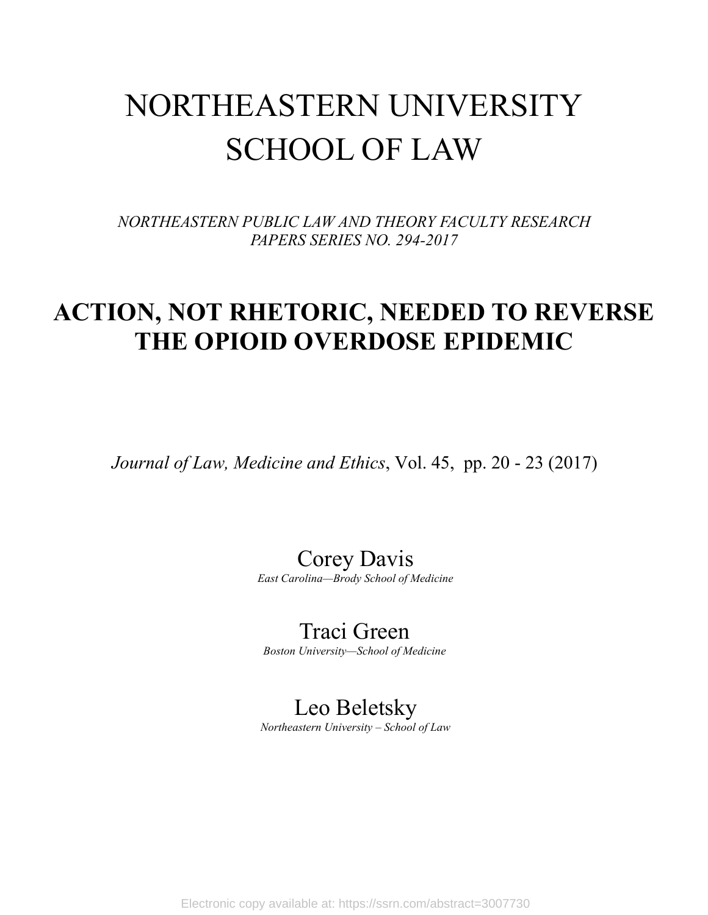# NORTHEASTERN UNIVERSITY SCHOOL OF LAW

*NORTHEASTERN PUBLIC LAW AND THEORY FACULTY RESEARCH PAPERS SERIES NO. 294-2017*

# ACTION, NOT RHETORIC, NEEDED TO REVERSE THE OPIOID OVERDOSE EPIDEMIC

*Journal of Law, Medicine and Ethics*, Vol. 45, pp. 20 - 23 (2017)

Corey Davis
*East Carolina—Brody School of Medicine*

Traci Green
*Boston University—School of Medicine*

Leo Beletsky
*Northeastern University – School of Law*

Electronic copy available at: https://ssrn.com/abstract=3007730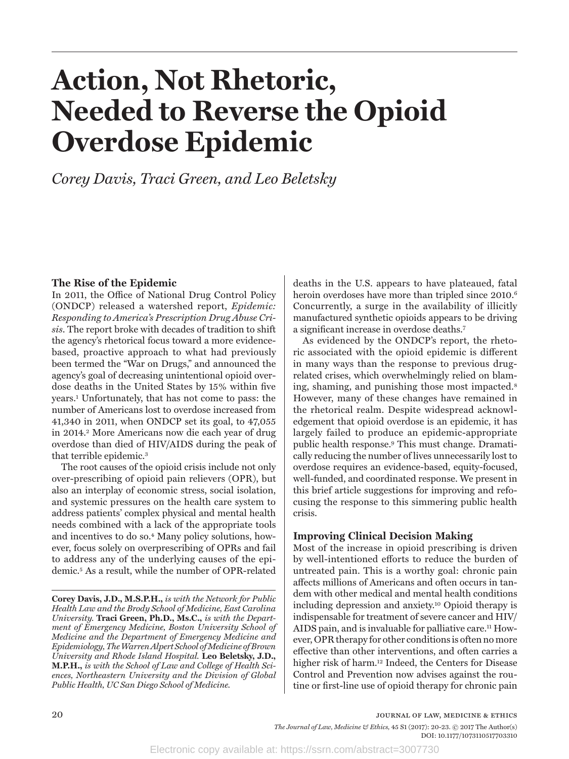# Action, Not Rhetoric, Needed to Reverse the Opioid Overdose Epidemic

*Corey Davis, Traci Green, and Leo Beletsky*

## The Rise of the Epidemic

In 2011, the Office of National Drug Control Policy (ONDCP) released a watershed report, *Epidemic: Responding to America's Prescription Drug Abuse Crisis*. The report broke with decades of tradition to shift the agency's rhetorical focus toward a more evidence-based, proactive approach to what had previously been termed the "War on Drugs," and announced the agency's goal of decreasing unintentional opioid overdose deaths in the United States by 15% within five years.[1] Unfortunately, that has not come to pass: the number of Americans lost to overdose increased from 41,340 in 2011, when ONDCP set its goal, to 47,055 in 2014.[2] More Americans now die each year of drug overdose than died of HIV/AIDS during the peak of that terrible epidemic.[3]

The root causes of the opioid crisis include not only over-prescribing of opioid pain relievers (OPR), but also an interplay of economic stress, social isolation, and systemic pressures on the health care system to address patients' complex physical and mental health needs combined with a lack of the appropriate tools and incentives to do so.[4] Many policy solutions, however, focus solely on overprescribing of OPRs and fail to address any of the underlying causes of the epidemic.[5] As a result, while the number of OPR-related deaths in the U.S. appears to have plateaued, fatal heroin overdoses have more than tripled since 2010.[6] Concurrently, a surge in the availability of illicitly manufactured synthetic opioids appears to be driving a significant increase in overdose deaths.[7]

As evidenced by the ONDCP's report, the rhetoric associated with the opioid epidemic is different in many ways than the response to previous drug-related crises, which overwhelmingly relied on blaming, shaming, and punishing those most impacted.[8] However, many of these changes have remained in the rhetorical realm. Despite widespread acknowledgement that opioid overdose is an epidemic, it has largely failed to produce an epidemic-appropriate public health response.[9] This must change. Dramatically reducing the number of lives unnecessarily lost to overdose requires an evidence-based, equity-focused, well-funded, and coordinated response. We present in this brief article suggestions for improving and refocusing the response to this simmering public health crisis.

## Improving Clinical Decision Making

Most of the increase in opioid prescribing is driven by well-intentioned efforts to reduce the burden of untreated pain. This is a worthy goal: chronic pain affects millions of Americans and often occurs in tandem with other medical and mental health conditions including depression and anxiety.[10] Opioid therapy is indispensable for treatment of severe cancer and HIV/AIDS pain, and is invaluable for palliative care.[11] However, OPR therapy for other conditions is often no more effective than other interventions, and often carries a higher risk of harm.[12] Indeed, the Centers for Disease Control and Prevention now advises against the routine or first-line use of opioid therapy for chronic pain

**Corey Davis, J.D., M.S.P.H.,** *is with the Network for Public Health Law and the Brody School of Medicine, East Carolina University.* **Traci Green, Ph.D., Ms.C.,** *is with the Department of Emergency Medicine, Boston University School of Medicine and the Department of Emergency Medicine and Epidemiology, The Warren Alpert School of Medicine of Brown University and Rhode Island Hospital.* **Leo Beletsky, J.D., M.P.H.,** *is with the School of Law and College of Health Sciences, Northeastern University and the Division of Global Public Health, UC San Diego School of Medicine.*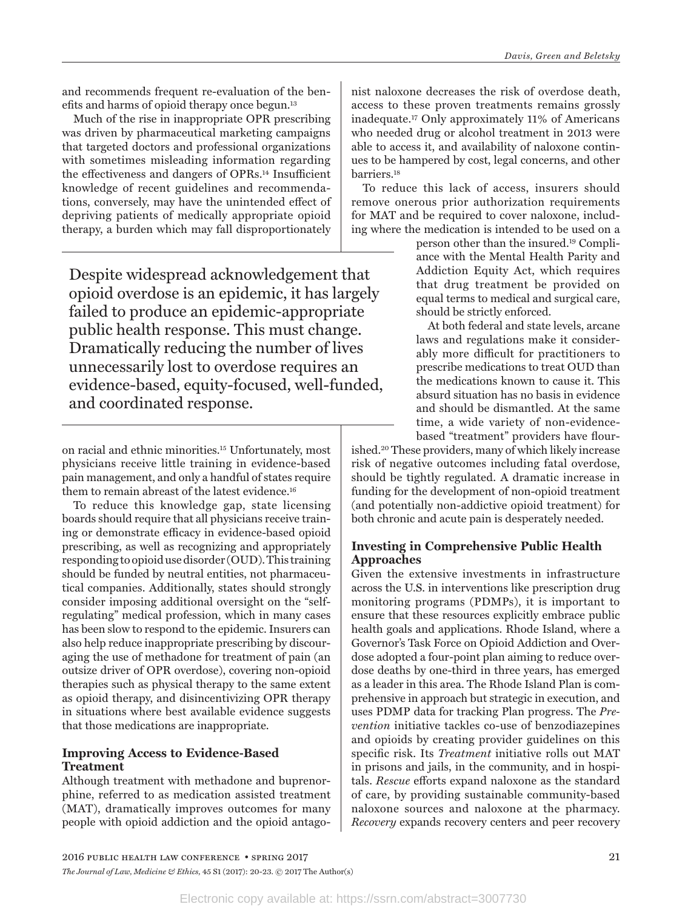and recommends frequent re-evaluation of the benefits and harms of opioid therapy once begun.[13]

Much of the rise in inappropriate OPR prescribing was driven by pharmaceutical marketing campaigns that targeted doctors and professional organizations with sometimes misleading information regarding the effectiveness and dangers of OPRs.[14] Insufficient knowledge of recent guidelines and recommendations, conversely, may have the unintended effect of depriving patients of medically appropriate opioid therapy, a burden which may fall disproportionately on racial and ethnic minorities.[15] Unfortunately, most physicians receive little training in evidence-based pain management, and only a handful of states require them to remain abreast of the latest evidence.[16]

> Despite widespread acknowledgement that opioid overdose is an epidemic, it has largely failed to produce an epidemic-appropriate public health response. This must change. Dramatically reducing the number of lives unnecessarily lost to overdose requires an evidence-based, equity-focused, well-funded, and coordinated response.

To reduce this knowledge gap, state licensing boards should require that all physicians receive training or demonstrate efficacy in evidence-based opioid prescribing, as well as recognizing and appropriately responding to opioid use disorder (OUD). This training should be funded by neutral entities, not pharmaceutical companies. Additionally, states should strongly consider imposing additional oversight on the "self-regulating" medical profession, which in many cases has been slow to respond to the epidemic. Insurers can also help reduce inappropriate prescribing by discouraging the use of methadone for treatment of pain (an outsize driver of OPR overdose), covering non-opioid therapies such as physical therapy to the same extent as opioid therapy, and disincentivizing OPR therapy in situations where best available evidence suggests that those medications are inappropriate.

## Improving Access to Evidence-Based Treatment

Although treatment with methadone and buprenorphine, referred to as medication assisted treatment (MAT), dramatically improves outcomes for many people with opioid addiction and the opioid antagonist naloxone decreases the risk of overdose death, access to these proven treatments remains grossly inadequate.[17] Only approximately 11% of Americans who needed drug or alcohol treatment in 2013 were able to access it, and availability of naloxone continues to be hampered by cost, legal concerns, and other barriers.[18]

To reduce this lack of access, insurers should remove onerous prior authorization requirements for MAT and be required to cover naloxone, including where the medication is intended to be used on a person other than the insured.[19] Compliance with the Mental Health Parity and Addiction Equity Act, which requires that drug treatment be provided on equal terms to medical and surgical care, should be strictly enforced.

At both federal and state levels, arcane laws and regulations make it considerably more difficult for practitioners to prescribe medications to treat OUD than the medications known to cause it. This absurd situation has no basis in evidence and should be dismantled. At the same time, a wide variety of non-evidence-based "treatment" providers have flourished.[20] These providers, many of which likely increase risk of negative outcomes including fatal overdose, should be tightly regulated. A dramatic increase in funding for the development of non-opioid treatment (and potentially non-addictive opioid treatment) for both chronic and acute pain is desperately needed.

## Investing in Comprehensive Public Health Approaches

Given the extensive investments in infrastructure across the U.S. in interventions like prescription drug monitoring programs (PDMPs), it is important to ensure that these resources explicitly embrace public health goals and applications. Rhode Island, where a Governor's Task Force on Opioid Addiction and Overdose adopted a four-point plan aiming to reduce overdose deaths by one-third in three years, has emerged as a leader in this area. The Rhode Island Plan is comprehensive in approach but strategic in execution, and uses PDMP data for tracking Plan progress. The *Prevention* initiative tackles co-use of benzodiazepines and opioids by creating provider guidelines on this specific risk. Its *Treatment* initiative rolls out MAT in prisons and jails, in the community, and in hospitals. *Rescue* efforts expand naloxone as the standard of care, by providing sustainable community-based naloxone sources and naloxone at the pharmacy. *Recovery* expands recovery centers and peer recovery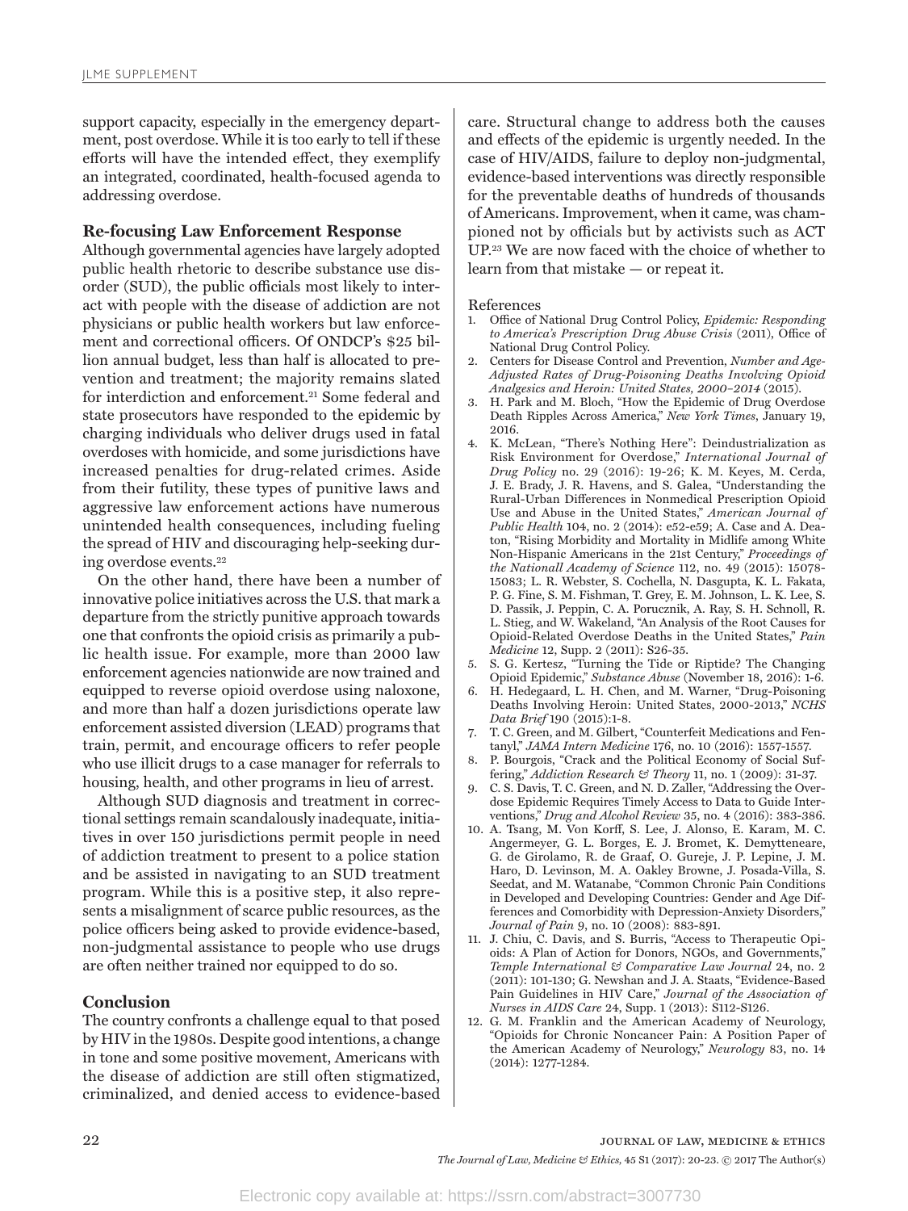support capacity, especially in the emergency department, post overdose. While it is too early to tell if these efforts will have the intended effect, they exemplify an integrated, coordinated, health-focused agenda to addressing overdose.

### Re-focusing Law Enforcement Response

Although governmental agencies have largely adopted public health rhetoric to describe substance use disorder (SUD), the public officials most likely to interact with people with the disease of addiction are not physicians or public health workers but law enforcement and correctional officers. Of ONDCP's $25 billion annual budget, less than half is allocated to prevention and treatment; the majority remains slated for interdiction and enforcement.[21] Some federal and state prosecutors have responded to the epidemic by charging individuals who deliver drugs used in fatal overdoses with homicide, and some jurisdictions have increased penalties for drug-related crimes. Aside from their futility, these types of punitive laws and aggressive law enforcement actions have numerous unintended health consequences, including fueling the spread of HIV and discouraging help-seeking during overdose events.[22]

On the other hand, there have been a number of innovative police initiatives across the U.S. that mark a departure from the strictly punitive approach towards one that confronts the opioid crisis as primarily a public health issue. For example, more than 2000 law enforcement agencies nationwide are now trained and equipped to reverse opioid overdose using naloxone, and more than half a dozen jurisdictions operate law enforcement assisted diversion (LEAD) programs that train, permit, and encourage officers to refer people who use illicit drugs to a case manager for referrals to housing, health, and other programs in lieu of arrest.

Although SUD diagnosis and treatment in correctional settings remain scandalously inadequate, initiatives in over 150 jurisdictions permit people in need of addiction treatment to present to a police station and be assisted in navigating to an SUD treatment program. While this is a positive step, it also represents a misalignment of scarce public resources, as the police officers being asked to provide evidence-based, non-judgmental assistance to people who use drugs are often neither trained nor equipped to do so.

### Conclusion

The country confronts a challenge equal to that posed by HIV in the 1980s. Despite good intentions, a change in tone and some positive movement, Americans with the disease of addiction are still often stigmatized, criminalized, and denied access to evidence-based care. Structural change to address both the causes and effects of the epidemic is urgently needed. In the case of HIV/AIDS, failure to deploy non-judgmental, evidence-based interventions was directly responsible for the preventable deaths of hundreds of thousands of Americans. Improvement, when it came, was championed not by officials but by activists such as ACT UP.[23] We are now faced with the choice of whether to learn from that mistake — or repeat it.

References

1. Office of National Drug Control Policy, *Epidemic: Responding to America's Prescription Drug Abuse Crisis* (2011), Office of National Drug Control Policy.
2. Centers for Disease Control and Prevention, *Number and Age-Adjusted Rates of Drug-Poisoning Deaths Involving Opioid Analgesics and Heroin: United States, 2000–2014* (2015).
3. H. Park and M. Bloch, "How the Epidemic of Drug Overdose Death Ripples Across America," *New York Times*, January 19, 2016.
4. K. McLean, "There's Nothing Here": Deindustrialization as Risk Environment for Overdose," *International Journal of Drug Policy* no. 29 (2016): 19-26; K. M. Keyes, M. Cerda, J. E. Brady, J. R. Havens, and S. Galea, "Understanding the Rural-Urban Differences in Nonmedical Prescription Opioid Use and Abuse in the United States," *American Journal of Public Health* 104, no. 2 (2014): e52-e59; A. Case and A. Deaton, "Rising Morbidity and Mortality in Midlife among White Non-Hispanic Americans in the 21st Century," *Proceedings of the Nationall Academy of Science* 112, no. 49 (2015): 15078-15083; L. R. Webster, S. Cochella, N. Dasgupta, K. L. Fakata, P. G. Fine, S. M. Fishman, T. Grey, E. M. Johnson, L. K. Lee, S. D. Passik, J. Peppin, C. A. Porucznik, A. Ray, S. H. Schnoll, R. L. Stieg, and W. Wakeland, "An Analysis of the Root Causes for Opioid-Related Overdose Deaths in the United States," *Pain Medicine* 12, Supp. 2 (2011): S26-35.
5. S. G. Kertesz, "Turning the Tide or Riptide? The Changing Opioid Epidemic," *Substance Abuse* (November 18, 2016): 1-6.
6. H. Hedegaard, L. H. Chen, and M. Warner, "Drug-Poisoning Deaths Involving Heroin: United States, 2000-2013," *NCHS Data Brief* 190 (2015):1-8.
7. T. C. Green, and M. Gilbert, "Counterfeit Medications and Fentanyl," *JAMA Intern Medicine* 176, no. 10 (2016): 1557-1557.
8. P. Bourgois, "Crack and the Political Economy of Social Suffering," *Addiction Research & Theory* 11, no. 1 (2009): 31-37.
9. C. S. Davis, T. C. Green, and N. D. Zaller, "Addressing the Overdose Epidemic Requires Timely Access to Data to Guide Interventions," *Drug and Alcohol Review* 35, no. 4 (2016): 383-386.
10. A. Tsang, M. Von Korff, S. Lee, J. Alonso, E. Karam, M. C. Angermeyer, G. L. Borges, E. J. Bromet, K. Demytteneare, G. de Girolamo, R. de Graaf, O. Gureje, J. P. Lepine, J. M. Haro, D. Levinson, M. A. Oakley Browne, J. Posada-Villa, S. Seedat, and M. Watanabe, "Common Chronic Pain Conditions in Developed and Developing Countries: Gender and Age Differences and Comorbidity with Depression-Anxiety Disorders," *Journal of Pain* 9, no. 10 (2008): 883-891.
11. J. Chiu, C. Davis, and S. Burris, "Access to Therapeutic Opioids: A Plan of Action for Donors, NGOs, and Governments," *Temple International & Comparative Law Journal* 24, no. 2 (2011): 101-130; G. Newshan and J. A. Staats, "Evidence-Based Pain Guidelines in HIV Care," *Journal of the Association of Nurses in AIDS Care* 24, Supp. 1 (2013): S112-S126.
12. G. M. Franklin and the American Academy of Neurology, "Opioids for Chronic Noncancer Pain: A Position Paper of the American Academy of Neurology," *Neurology* 83, no. 14 (2014): 1277-1284.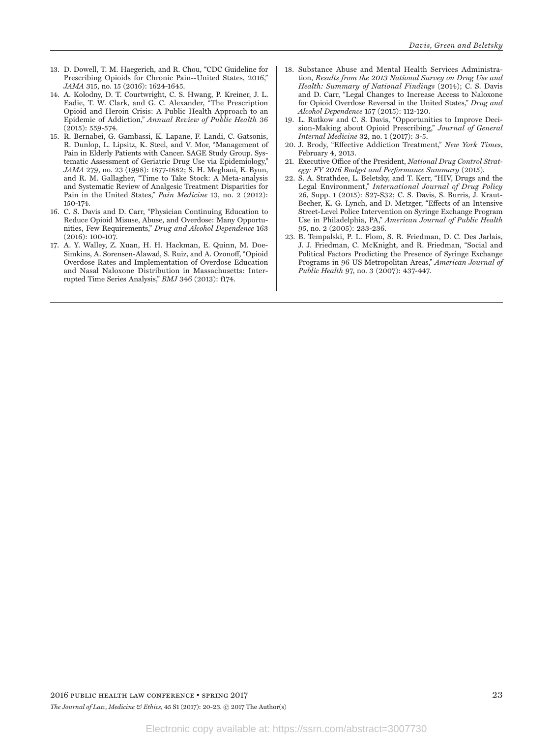13. D. Dowell, T. M. Haegerich, and R. Chou, "CDC Guideline for Prescribing Opioids for Chronic Pain--United States, 2016," *JAMA* 315, no. 15 (2016): 1624-1645.
14. A. Kolodny, D. T. Courtwright, C. S. Hwang, P. Kreiner, J. L. Eadie, T. W. Clark, and G. C. Alexander, "The Prescription Opioid and Heroin Crisis: A Public Health Approach to an Epidemic of Addiction," *Annual Review of Public Health* 36 (2015): 559-574.
15. R. Bernabei, G. Gambassi, K. Lapane, F. Landi, C. Gatsonis, R. Dunlop, L. Lipsitz, K. Steel, and V. Mor, "Management of Pain in Elderly Patients with Cancer. SAGE Study Group. Systematic Assessment of Geriatric Drug Use via Epidemiology," *JAMA* 279, no. 23 (1998): 1877-1882; S. H. Meghani, E. Byun, and R. M. Gallagher, "Time to Take Stock: A Meta-analysis and Systematic Review of Analgesic Treatment Disparities for Pain in the United States," *Pain Medicine* 13, no. 2 (2012): 150-174.
16. C. S. Davis and D. Carr, "Physician Continuing Education to Reduce Opioid Misuse, Abuse, and Overdose: Many Opportunities, Few Requirements," *Drug and Alcohol Dependence* 163 (2016): 100-107.
17. A. Y. Walley, Z. Xuan, H. H. Hackman, E. Quinn, M. Doe-Simkins, A. Sorensen-Alawad, S. Ruiz, and A. Ozonoff, "Opioid Overdose Rates and Implementation of Overdose Education and Nasal Naloxone Distribution in Massachusetts: Interrupted Time Series Analysis," *BMJ* 346 (2013): f174.
18. Substance Abuse and Mental Health Services Administration, *Results from the 2013 National Survey on Drug Use and Health: Summary of National Findings* (2014); C. S. Davis and D. Carr, "Legal Changes to Increase Access to Naloxone for Opioid Overdose Reversal in the United States," *Drug and Alcohol Dependence* 157 (2015): 112-120.
19. L. Rutkow and C. S. Davis, "Opportunities to Improve Decision-Making about Opioid Prescribing," *Journal of General Internal Medicine* 32, no. 1 (2017): 3-5.
20. J. Brody, "Effective Addiction Treatment," *New York Times*, February 4, 2013.
21. Executive Office of the President, *National Drug Control Strategy: FY 2016 Budget and Performance Summary* (2015).
22. S. A. Strathdee, L. Beletsky, and T. Kerr, "HIV, Drugs and the Legal Environment," *International Journal of Drug Policy* 26, Supp. 1 (2015): S27-S32; C. S. Davis, S. Burris, J. Kraut-Becher, K. G. Lynch, and D. Metzger, "Effects of an Intensive Street-Level Police Intervention on Syringe Exchange Program Use in Philadelphia, PA," *American Journal of Public Health* 95, no. 2 (2005): 233-236.
23. B. Tempalski, P. L. Flom, S. R. Friedman, D. C. Des Jarlais, J. J. Friedman, C. McKnight, and R. Friedman, "Social and Political Factors Predicting the Presence of Syringe Exchange Programs in 96 US Metropolitan Areas," *American Journal of Public Health* 97, no. 3 (2007): 437-447.